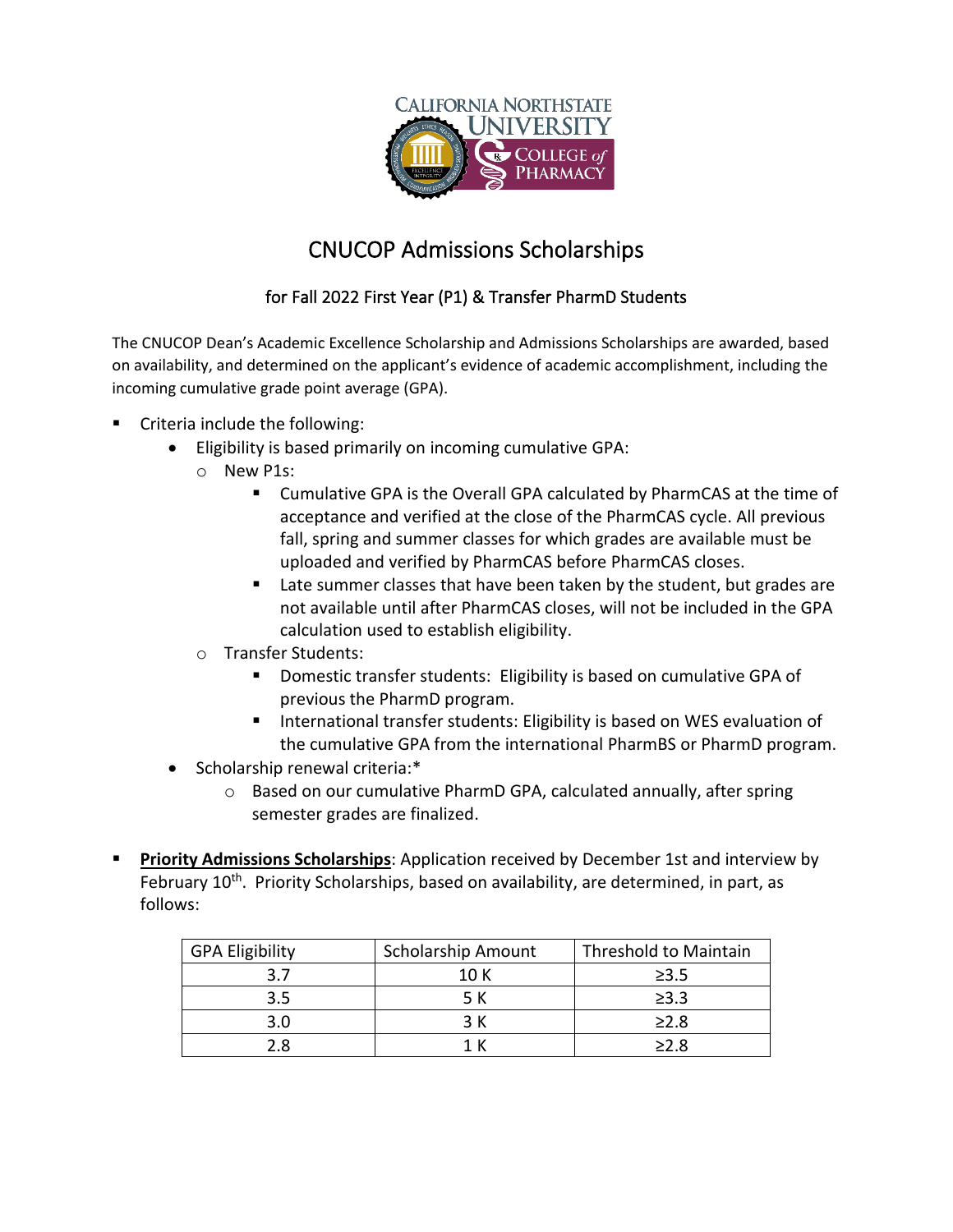# CNUCOP Admissions Scholarships

## for Fall 2022 First Year (P1) & Transfer PharmD Students

The CNUCOP Dean's Academic Excellence Scholarship and Admissions Scholarships are awarded, based on availability, and determined on the applicant's evidence of academic accomplishment, including the incoming cumulative grade point average (GPA).

- Criteria include the following:
  - Eligibility is based primarily on incoming cumulative GPA:
    - New P1s:
      - Cumulative GPA is the Overall GPA calculated by PharmCAS at the time of acceptance and verified at the close of the PharmCAS cycle. All previous fall, spring and summer classes for which grades are available must be uploaded and verified by PharmCAS before PharmCAS closes.
      - Late summer classes that have been taken by the student, but grades are not available until after PharmCAS closes, will not be included in the GPA calculation used to establish eligibility.
    - Transfer Students:
      - Domestic transfer students: Eligibility is based on cumulative GPA of previous the PharmD program.
      - International transfer students: Eligibility is based on WES evaluation of the cumulative GPA from the international PharmBS or PharmD program.
  - Scholarship renewal criteria:*
    - Based on our cumulative PharmD GPA, calculated annually, after spring semester grades are finalized.

- **Priority Admissions Scholarships**: Application received by December 1st and interview by February 10th. Priority Scholarships, based on availability, are determined, in part, as follows:

| GPA Eligibility | Scholarship Amount | Threshold to Maintain |
|---|---|---|
| 3.7 | 10 K | ≥3.5 |
| 3.5 | 5 K | ≥3.3 |
| 3.0 | 3 K | ≥2.8 |
| 2.8 | 1 K | ≥2.8 |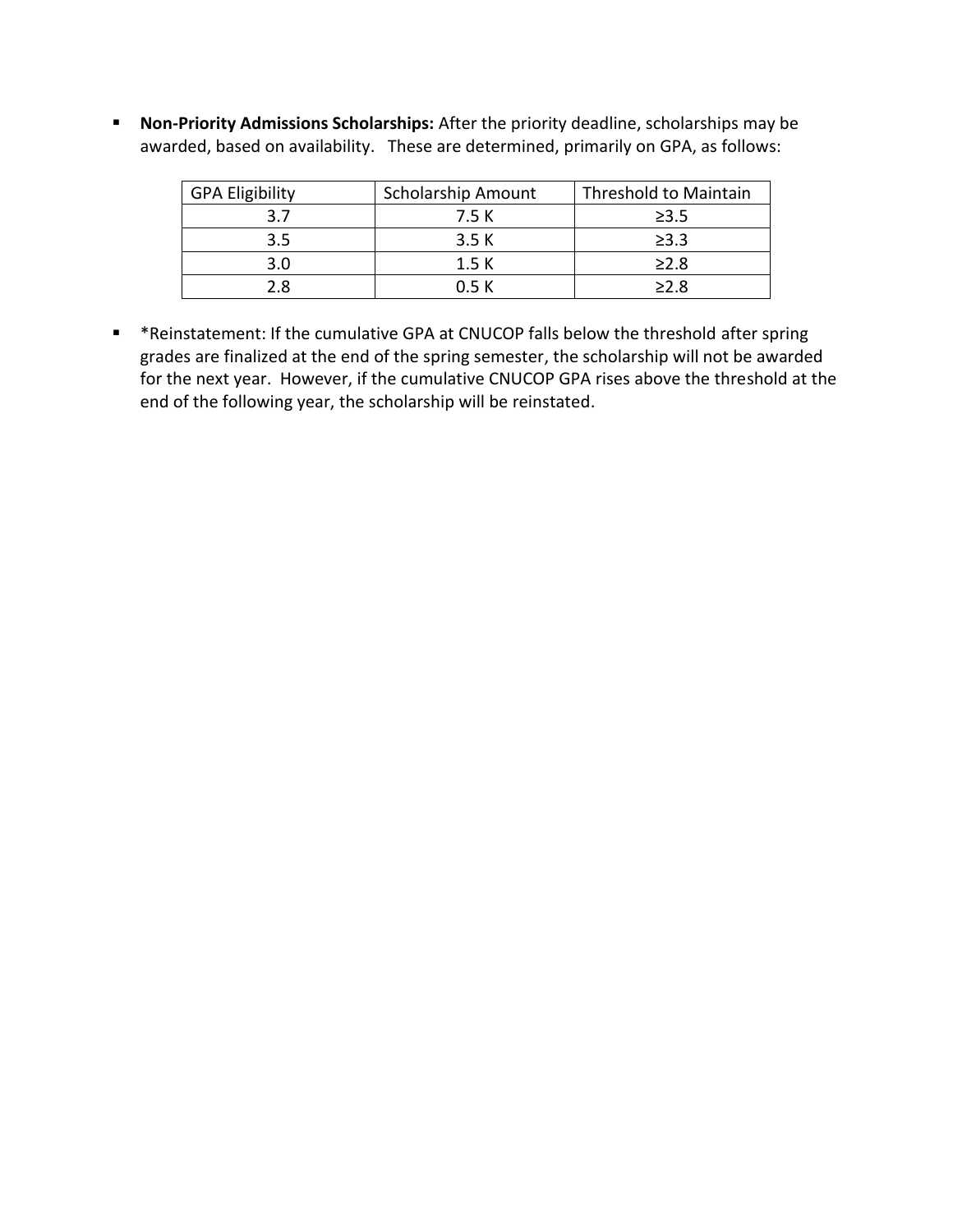- **Non-Priority Admissions Scholarships:** After the priority deadline, scholarships may be awarded, based on availability.   These are determined, primarily on GPA, as follows:

| GPA Eligibility | Scholarship Amount | Threshold to Maintain |
|---|---|---|
| 3.7 | 7.5 K | ≥3.5 |
| 3.5 | 3.5 K | ≥3.3 |
| 3.0 | 1.5 K | ≥2.8 |
| 2.8 | 0.5 K | ≥2.8 |

- *Reinstatement: If the cumulative GPA at CNUCOP falls below the threshold after spring grades are finalized at the end of the spring semester, the scholarship will not be awarded for the next year.  However, if the cumulative CNUCOP GPA rises above the threshold at the end of the following year, the scholarship will be reinstated.